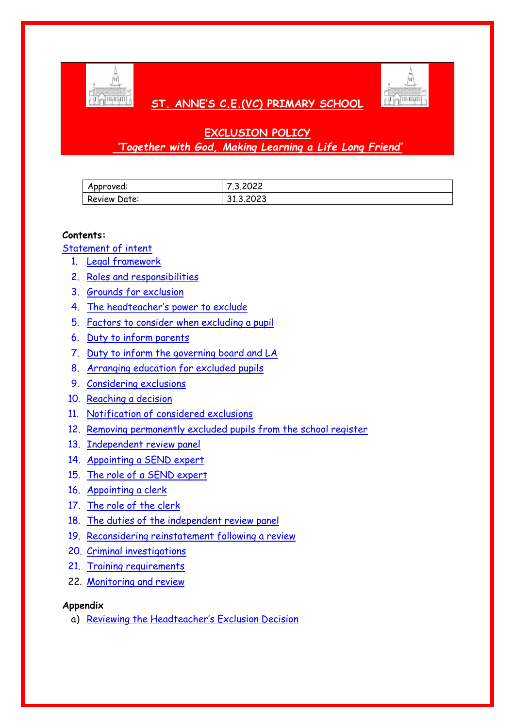# ST. ANNE'S C.E.(VC) PRIMARY SCHOOL

## EXCLUSION POLICY

*'Together with God, Making Learning a Life Long Friend'*

| Approved: | 7.3.2022 |
|---|---|
| Review Date: | 31.3.2023 |

**Contents:**

Statement of intent

1. Legal framework
2. Roles and responsibilities
3. Grounds for exclusion
4. The headteacher's power to exclude
5. Factors to consider when excluding a pupil
6. Duty to inform parents
7. Duty to inform the governing board and LA
8. Arranging education for excluded pupils
9. Considering exclusions
10. Reaching a decision
11. Notification of considered exclusions
12. Removing permanently excluded pupils from the school register
13. Independent review panel
14. Appointing a SEND expert
15. The role of a SEND expert
16. Appointing a clerk
17. The role of the clerk
18. The duties of the independent review panel
19. Reconsidering reinstatement following a review
20. Criminal investigations
21. Training requirements
22. Monitoring and review

**Appendix**

a) Reviewing the Headteacher's Exclusion Decision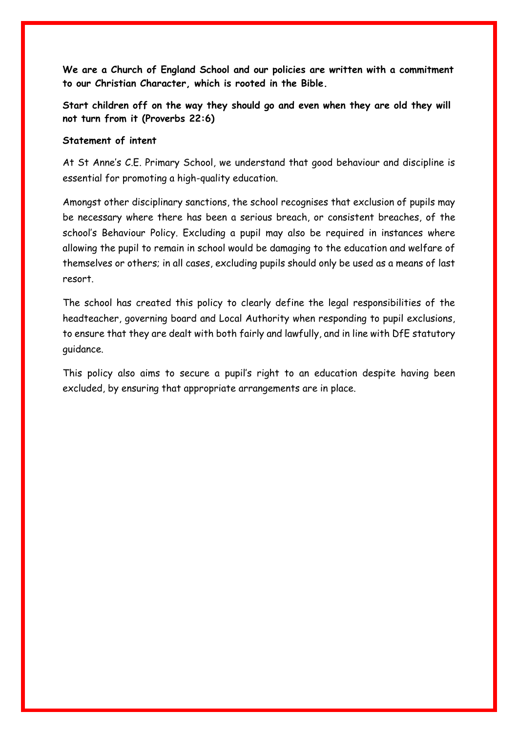**We are a Church of England School and our policies are written with a commitment to our Christian Character, which is rooted in the Bible.**

**Start children off on the way they should go and even when they are old they will not turn from it (Proverbs 22:6)**

**Statement of intent**

At St Anne's C.E. Primary School, we understand that good behaviour and discipline is essential for promoting a high-quality education.

Amongst other disciplinary sanctions, the school recognises that exclusion of pupils may be necessary where there has been a serious breach, or consistent breaches, of the school's Behaviour Policy. Excluding a pupil may also be required in instances where allowing the pupil to remain in school would be damaging to the education and welfare of themselves or others; in all cases, excluding pupils should only be used as a means of last resort.

The school has created this policy to clearly define the legal responsibilities of the headteacher, governing board and Local Authority when responding to pupil exclusions, to ensure that they are dealt with both fairly and lawfully, and in line with DfE statutory guidance.

This policy also aims to secure a pupil's right to an education despite having been excluded, by ensuring that appropriate arrangements are in place.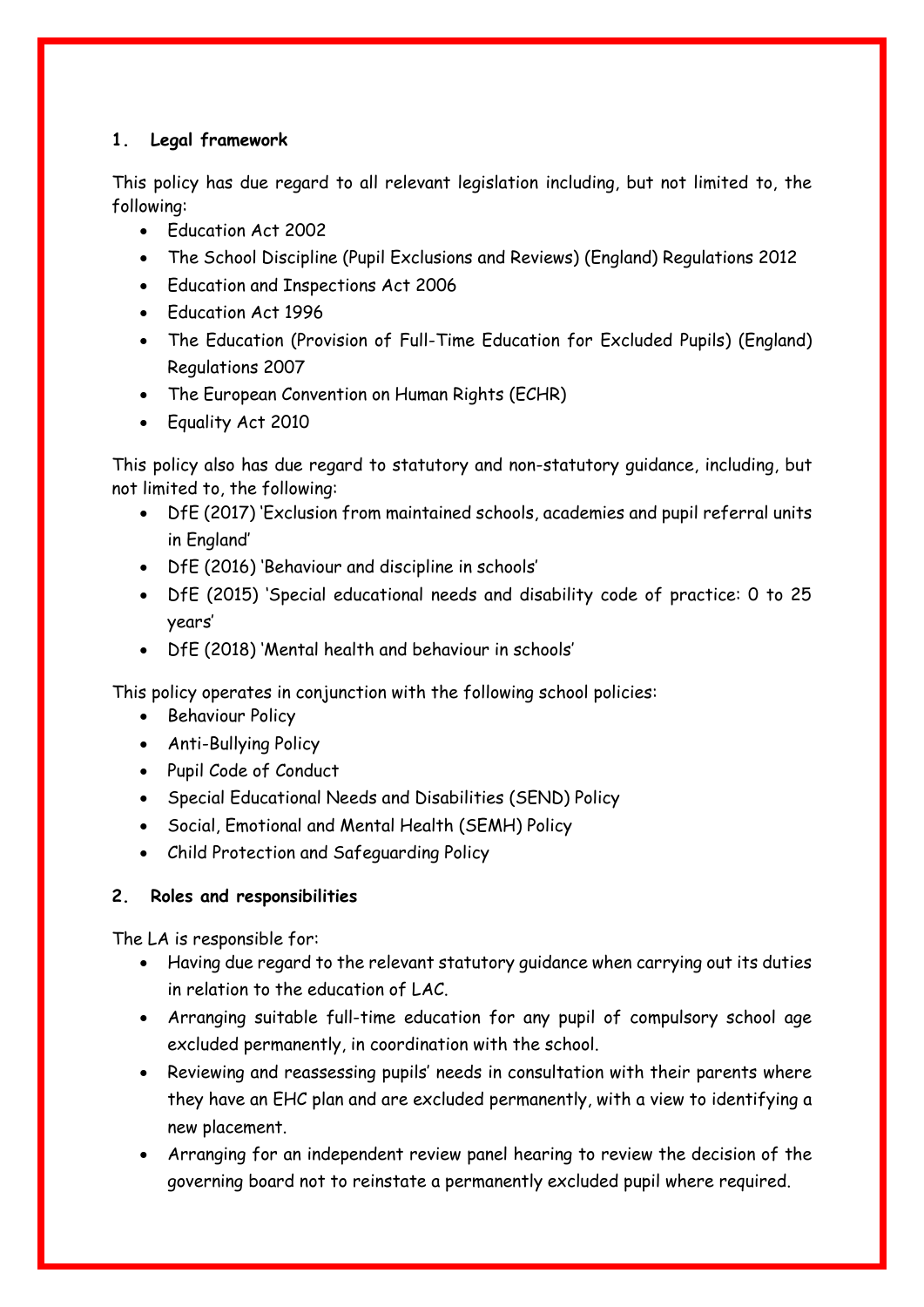## 1. Legal framework

This policy has due regard to all relevant legislation including, but not limited to, the following:

- Education Act 2002
- The School Discipline (Pupil Exclusions and Reviews) (England) Regulations 2012
- Education and Inspections Act 2006
- Education Act 1996
- The Education (Provision of Full-Time Education for Excluded Pupils) (England) Regulations 2007
- The European Convention on Human Rights (ECHR)
- Equality Act 2010

This policy also has due regard to statutory and non-statutory guidance, including, but not limited to, the following:

- DfE (2017) 'Exclusion from maintained schools, academies and pupil referral units in England'
- DfE (2016) 'Behaviour and discipline in schools'
- DfE (2015) 'Special educational needs and disability code of practice: 0 to 25 years'
- DfE (2018) 'Mental health and behaviour in schools'

This policy operates in conjunction with the following school policies:

- Behaviour Policy
- Anti-Bullying Policy
- Pupil Code of Conduct
- Special Educational Needs and Disabilities (SEND) Policy
- Social, Emotional and Mental Health (SEMH) Policy
- Child Protection and Safeguarding Policy

## 2. Roles and responsibilities

The LA is responsible for:

- Having due regard to the relevant statutory guidance when carrying out its duties in relation to the education of LAC.
- Arranging suitable full-time education for any pupil of compulsory school age excluded permanently, in coordination with the school.
- Reviewing and reassessing pupils' needs in consultation with their parents where they have an EHC plan and are excluded permanently, with a view to identifying a new placement.
- Arranging for an independent review panel hearing to review the decision of the governing board not to reinstate a permanently excluded pupil where required.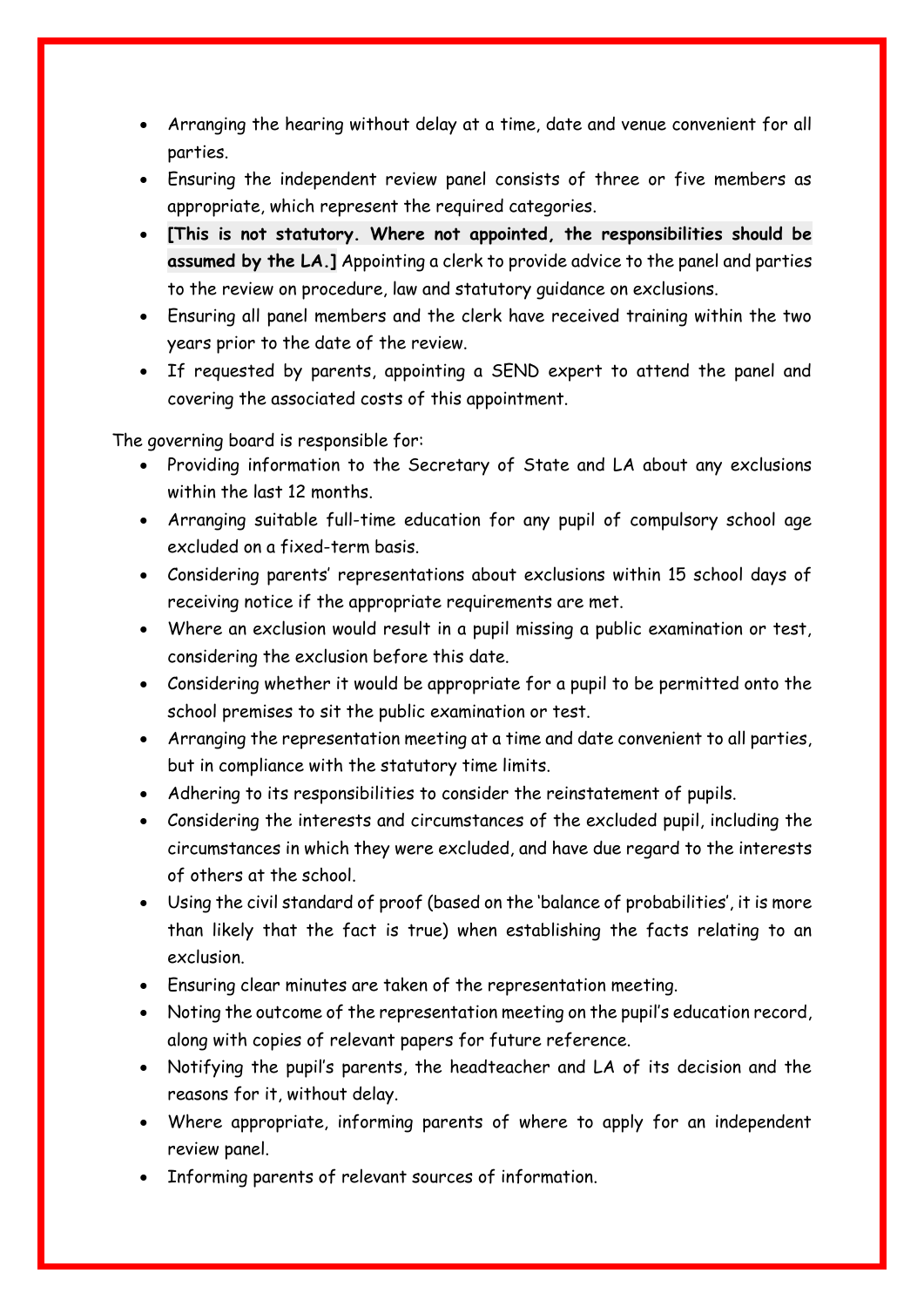- Arranging the hearing without delay at a time, date and venue convenient for all parties.
- Ensuring the independent review panel consists of three or five members as appropriate, which represent the required categories.
- **[This is not statutory. Where not appointed, the responsibilities should be assumed by the LA.]** Appointing a clerk to provide advice to the panel and parties to the review on procedure, law and statutory guidance on exclusions.
- Ensuring all panel members and the clerk have received training within the two years prior to the date of the review.
- If requested by parents, appointing a SEND expert to attend the panel and covering the associated costs of this appointment.

The governing board is responsible for:

- Providing information to the Secretary of State and LA about any exclusions within the last 12 months.
- Arranging suitable full-time education for any pupil of compulsory school age excluded on a fixed-term basis.
- Considering parents' representations about exclusions within 15 school days of receiving notice if the appropriate requirements are met.
- Where an exclusion would result in a pupil missing a public examination or test, considering the exclusion before this date.
- Considering whether it would be appropriate for a pupil to be permitted onto the school premises to sit the public examination or test.
- Arranging the representation meeting at a time and date convenient to all parties, but in compliance with the statutory time limits.
- Adhering to its responsibilities to consider the reinstatement of pupils.
- Considering the interests and circumstances of the excluded pupil, including the circumstances in which they were excluded, and have due regard to the interests of others at the school.
- Using the civil standard of proof (based on the 'balance of probabilities', it is more than likely that the fact is true) when establishing the facts relating to an exclusion.
- Ensuring clear minutes are taken of the representation meeting.
- Noting the outcome of the representation meeting on the pupil's education record, along with copies of relevant papers for future reference.
- Notifying the pupil's parents, the headteacher and LA of its decision and the reasons for it, without delay.
- Where appropriate, informing parents of where to apply for an independent review panel.
- Informing parents of relevant sources of information.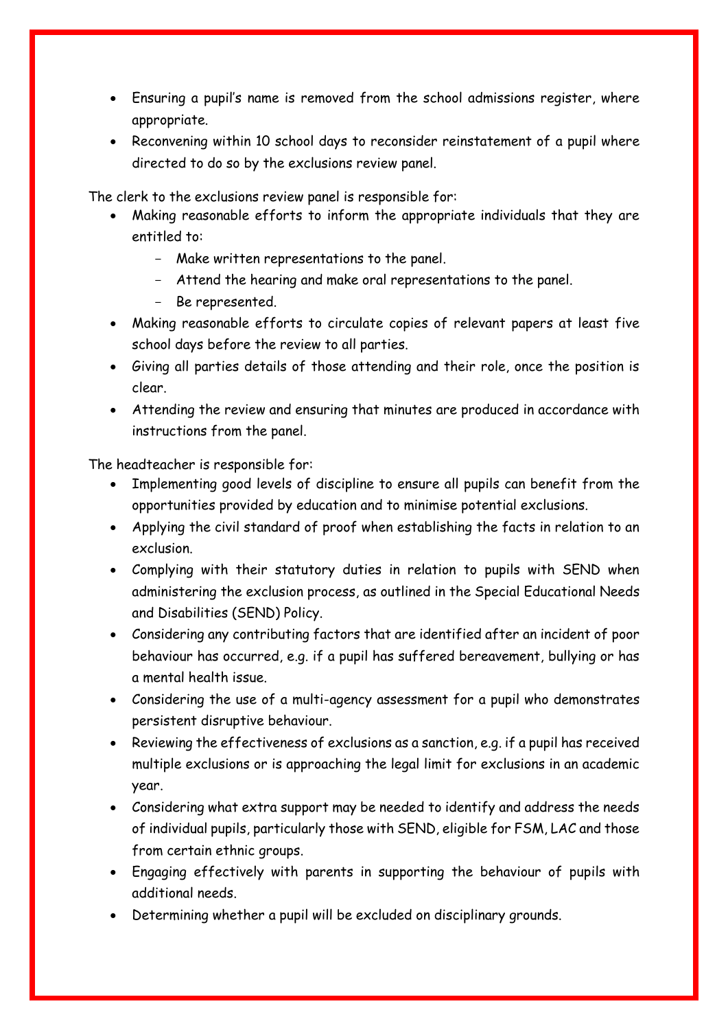- Ensuring a pupil's name is removed from the school admissions register, where appropriate.
- Reconvening within 10 school days to reconsider reinstatement of a pupil where directed to do so by the exclusions review panel.

The clerk to the exclusions review panel is responsible for:

- Making reasonable efforts to inform the appropriate individuals that they are entitled to:
    - Make written representations to the panel.
    - Attend the hearing and make oral representations to the panel.
    - Be represented.
- Making reasonable efforts to circulate copies of relevant papers at least five school days before the review to all parties.
- Giving all parties details of those attending and their role, once the position is clear.
- Attending the review and ensuring that minutes are produced in accordance with instructions from the panel.

The headteacher is responsible for:

- Implementing good levels of discipline to ensure all pupils can benefit from the opportunities provided by education and to minimise potential exclusions.
- Applying the civil standard of proof when establishing the facts in relation to an exclusion.
- Complying with their statutory duties in relation to pupils with SEND when administering the exclusion process, as outlined in the Special Educational Needs and Disabilities (SEND) Policy.
- Considering any contributing factors that are identified after an incident of poor behaviour has occurred, e.g. if a pupil has suffered bereavement, bullying or has a mental health issue.
- Considering the use of a multi-agency assessment for a pupil who demonstrates persistent disruptive behaviour.
- Reviewing the effectiveness of exclusions as a sanction, e.g. if a pupil has received multiple exclusions or is approaching the legal limit for exclusions in an academic year.
- Considering what extra support may be needed to identify and address the needs of individual pupils, particularly those with SEND, eligible for FSM, LAC and those from certain ethnic groups.
- Engaging effectively with parents in supporting the behaviour of pupils with additional needs.
- Determining whether a pupil will be excluded on disciplinary grounds.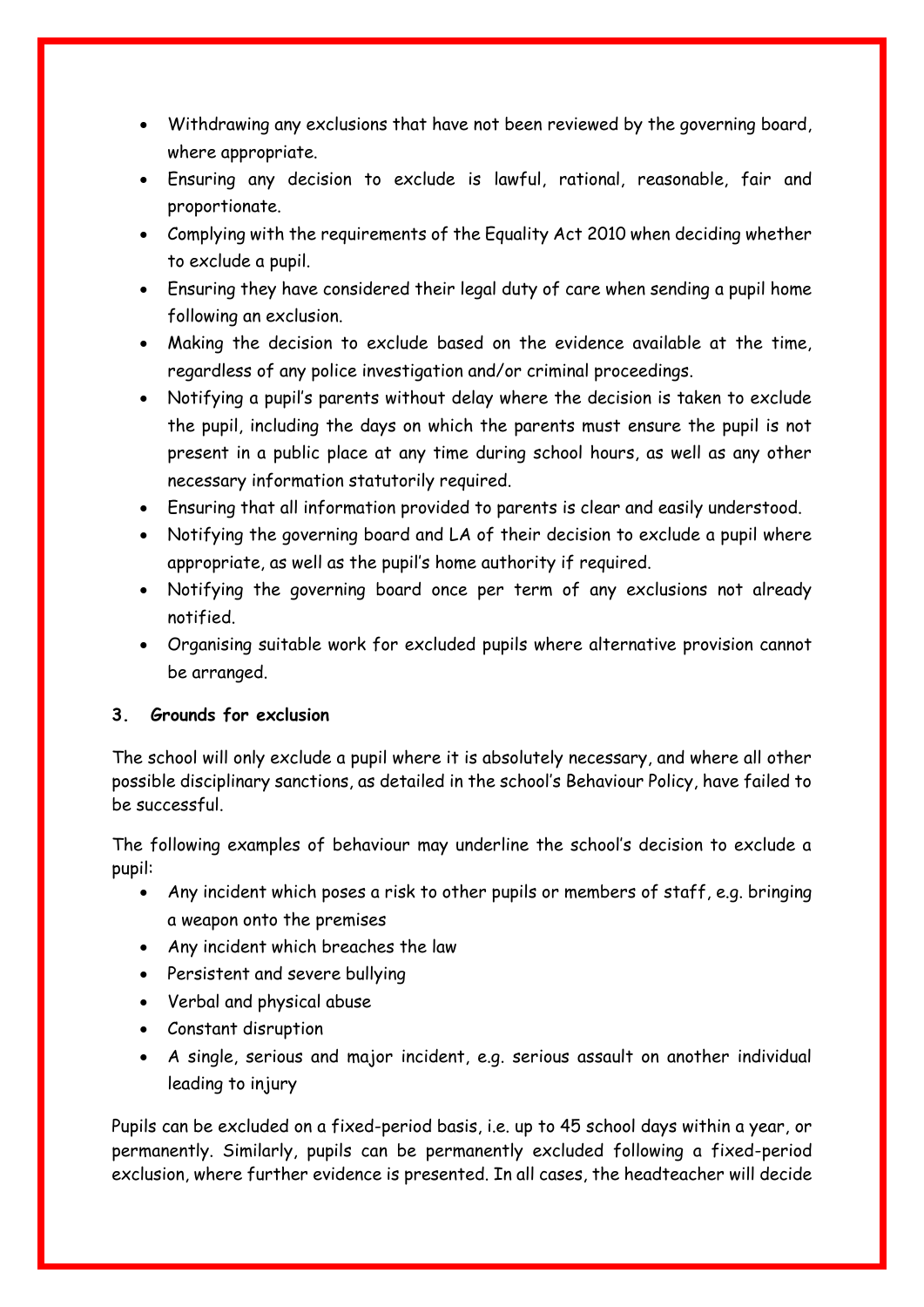- Withdrawing any exclusions that have not been reviewed by the governing board, where appropriate.
- Ensuring any decision to exclude is lawful, rational, reasonable, fair and proportionate.
- Complying with the requirements of the Equality Act 2010 when deciding whether to exclude a pupil.
- Ensuring they have considered their legal duty of care when sending a pupil home following an exclusion.
- Making the decision to exclude based on the evidence available at the time, regardless of any police investigation and/or criminal proceedings.
- Notifying a pupil's parents without delay where the decision is taken to exclude the pupil, including the days on which the parents must ensure the pupil is not present in a public place at any time during school hours, as well as any other necessary information statutorily required.
- Ensuring that all information provided to parents is clear and easily understood.
- Notifying the governing board and LA of their decision to exclude a pupil where appropriate, as well as the pupil's home authority if required.
- Notifying the governing board once per term of any exclusions not already notified.
- Organising suitable work for excluded pupils where alternative provision cannot be arranged.

### 3. Grounds for exclusion

The school will only exclude a pupil where it is absolutely necessary, and where all other possible disciplinary sanctions, as detailed in the school's Behaviour Policy, have failed to be successful.

The following examples of behaviour may underline the school's decision to exclude a pupil:

- Any incident which poses a risk to other pupils or members of staff, e.g. bringing a weapon onto the premises
- Any incident which breaches the law
- Persistent and severe bullying
- Verbal and physical abuse
- Constant disruption
- A single, serious and major incident, e.g. serious assault on another individual leading to injury

Pupils can be excluded on a fixed-period basis, i.e. up to 45 school days within a year, or permanently. Similarly, pupils can be permanently excluded following a fixed-period exclusion, where further evidence is presented. In all cases, the headteacher will decide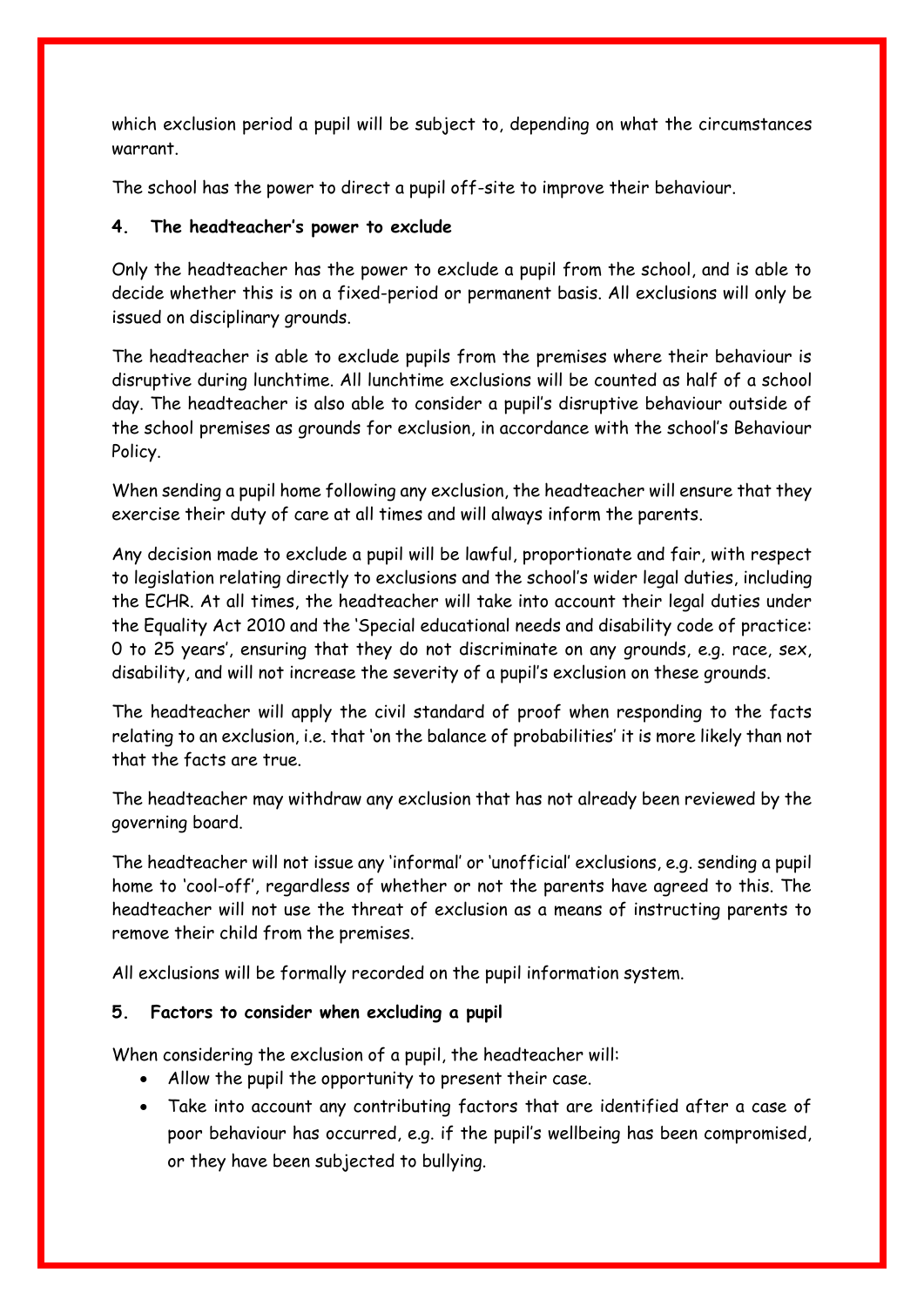which exclusion period a pupil will be subject to, depending on what the circumstances warrant.

The school has the power to direct a pupil off-site to improve their behaviour.

## 4. The headteacher's power to exclude

Only the headteacher has the power to exclude a pupil from the school, and is able to decide whether this is on a fixed-period or permanent basis. All exclusions will only be issued on disciplinary grounds.

The headteacher is able to exclude pupils from the premises where their behaviour is disruptive during lunchtime. All lunchtime exclusions will be counted as half of a school day. The headteacher is also able to consider a pupil's disruptive behaviour outside of the school premises as grounds for exclusion, in accordance with the school's Behaviour Policy.

When sending a pupil home following any exclusion, the headteacher will ensure that they exercise their duty of care at all times and will always inform the parents.

Any decision made to exclude a pupil will be lawful, proportionate and fair, with respect to legislation relating directly to exclusions and the school's wider legal duties, including the ECHR. At all times, the headteacher will take into account their legal duties under the Equality Act 2010 and the 'Special educational needs and disability code of practice: 0 to 25 years', ensuring that they do not discriminate on any grounds, e.g. race, sex, disability, and will not increase the severity of a pupil's exclusion on these grounds.

The headteacher will apply the civil standard of proof when responding to the facts relating to an exclusion, i.e. that 'on the balance of probabilities' it is more likely than not that the facts are true.

The headteacher may withdraw any exclusion that has not already been reviewed by the governing board.

The headteacher will not issue any 'informal' or 'unofficial' exclusions, e.g. sending a pupil home to 'cool-off', regardless of whether or not the parents have agreed to this. The headteacher will not use the threat of exclusion as a means of instructing parents to remove their child from the premises.

All exclusions will be formally recorded on the pupil information system.

## 5. Factors to consider when excluding a pupil

When considering the exclusion of a pupil, the headteacher will:

- Allow the pupil the opportunity to present their case.
- Take into account any contributing factors that are identified after a case of poor behaviour has occurred, e.g. if the pupil's wellbeing has been compromised, or they have been subjected to bullying.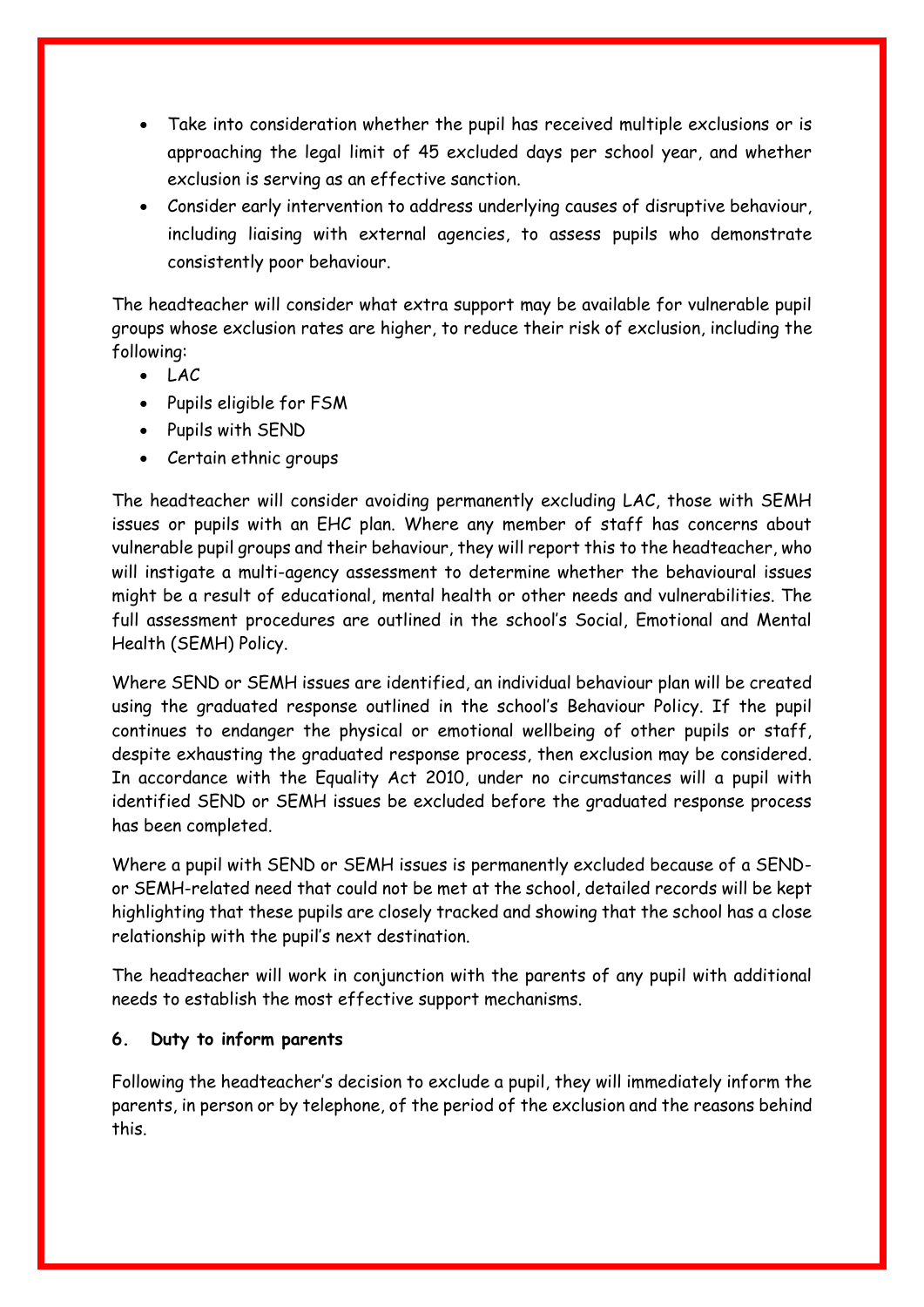- Take into consideration whether the pupil has received multiple exclusions or is approaching the legal limit of 45 excluded days per school year, and whether exclusion is serving as an effective sanction.
- Consider early intervention to address underlying causes of disruptive behaviour, including liaising with external agencies, to assess pupils who demonstrate consistently poor behaviour.

The headteacher will consider what extra support may be available for vulnerable pupil groups whose exclusion rates are higher, to reduce their risk of exclusion, including the following:

- LAC
- Pupils eligible for FSM
- Pupils with SEND
- Certain ethnic groups

The headteacher will consider avoiding permanently excluding LAC, those with SEMH issues or pupils with an EHC plan. Where any member of staff has concerns about vulnerable pupil groups and their behaviour, they will report this to the headteacher, who will instigate a multi-agency assessment to determine whether the behavioural issues might be a result of educational, mental health or other needs and vulnerabilities. The full assessment procedures are outlined in the school's Social, Emotional and Mental Health (SEMH) Policy.

Where SEND or SEMH issues are identified, an individual behaviour plan will be created using the graduated response outlined in the school's Behaviour Policy. If the pupil continues to endanger the physical or emotional wellbeing of other pupils or staff, despite exhausting the graduated response process, then exclusion may be considered. In accordance with the Equality Act 2010, under no circumstances will a pupil with identified SEND or SEMH issues be excluded before the graduated response process has been completed.

Where a pupil with SEND or SEMH issues is permanently excluded because of a SEND- or SEMH-related need that could not be met at the school, detailed records will be kept highlighting that these pupils are closely tracked and showing that the school has a close relationship with the pupil's next destination.

The headteacher will work in conjunction with the parents of any pupil with additional needs to establish the most effective support mechanisms.

**6. Duty to inform parents**

Following the headteacher's decision to exclude a pupil, they will immediately inform the parents, in person or by telephone, of the period of the exclusion and the reasons behind this.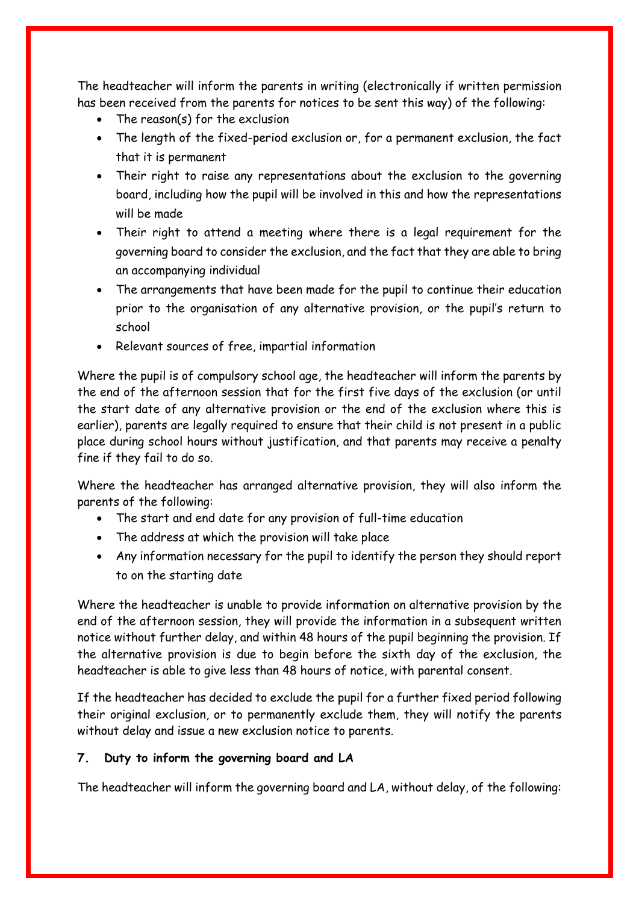The headteacher will inform the parents in writing (electronically if written permission has been received from the parents for notices to be sent this way) of the following:

- The reason(s) for the exclusion
- The length of the fixed-period exclusion or, for a permanent exclusion, the fact that it is permanent
- Their right to raise any representations about the exclusion to the governing board, including how the pupil will be involved in this and how the representations will be made
- Their right to attend a meeting where there is a legal requirement for the governing board to consider the exclusion, and the fact that they are able to bring an accompanying individual
- The arrangements that have been made for the pupil to continue their education prior to the organisation of any alternative provision, or the pupil's return to school
- Relevant sources of free, impartial information

Where the pupil is of compulsory school age, the headteacher will inform the parents by the end of the afternoon session that for the first five days of the exclusion (or until the start date of any alternative provision or the end of the exclusion where this is earlier), parents are legally required to ensure that their child is not present in a public place during school hours without justification, and that parents may receive a penalty fine if they fail to do so.

Where the headteacher has arranged alternative provision, they will also inform the parents of the following:

- The start and end date for any provision of full-time education
- The address at which the provision will take place
- Any information necessary for the pupil to identify the person they should report to on the starting date

Where the headteacher is unable to provide information on alternative provision by the end of the afternoon session, they will provide the information in a subsequent written notice without further delay, and within 48 hours of the pupil beginning the provision. If the alternative provision is due to begin before the sixth day of the exclusion, the headteacher is able to give less than 48 hours of notice, with parental consent.

If the headteacher has decided to exclude the pupil for a further fixed period following their original exclusion, or to permanently exclude them, they will notify the parents without delay and issue a new exclusion notice to parents.

## 7. Duty to inform the governing board and LA

The headteacher will inform the governing board and LA, without delay, of the following: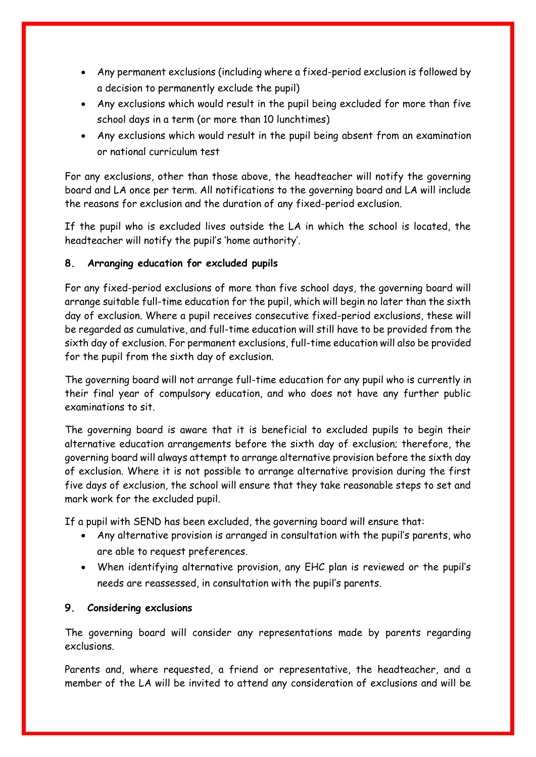- Any permanent exclusions (including where a fixed-period exclusion is followed by a decision to permanently exclude the pupil)
- Any exclusions which would result in the pupil being excluded for more than five school days in a term (or more than 10 lunchtimes)
- Any exclusions which would result in the pupil being absent from an examination or national curriculum test

For any exclusions, other than those above, the headteacher will notify the governing board and LA once per term. All notifications to the governing board and LA will include the reasons for exclusion and the duration of any fixed-period exclusion.

If the pupil who is excluded lives outside the LA in which the school is located, the headteacher will notify the pupil's 'home authority'.

## 8. Arranging education for excluded pupils

For any fixed-period exclusions of more than five school days, the governing board will arrange suitable full-time education for the pupil, which will begin no later than the sixth day of exclusion. Where a pupil receives consecutive fixed-period exclusions, these will be regarded as cumulative, and full-time education will still have to be provided from the sixth day of exclusion. For permanent exclusions, full-time education will also be provided for the pupil from the sixth day of exclusion.

The governing board will not arrange full-time education for any pupil who is currently in their final year of compulsory education, and who does not have any further public examinations to sit.

The governing board is aware that it is beneficial to excluded pupils to begin their alternative education arrangements before the sixth day of exclusion; therefore, the governing board will always attempt to arrange alternative provision before the sixth day of exclusion. Where it is not possible to arrange alternative provision during the first five days of exclusion, the school will ensure that they take reasonable steps to set and mark work for the excluded pupil.

If a pupil with SEND has been excluded, the governing board will ensure that:

- Any alternative provision is arranged in consultation with the pupil's parents, who are able to request preferences.
- When identifying alternative provision, any EHC plan is reviewed or the pupil's needs are reassessed, in consultation with the pupil's parents.

## 9. Considering exclusions

The governing board will consider any representations made by parents regarding exclusions.

Parents and, where requested, a friend or representative, the headteacher, and a member of the LA will be invited to attend any consideration of exclusions and will be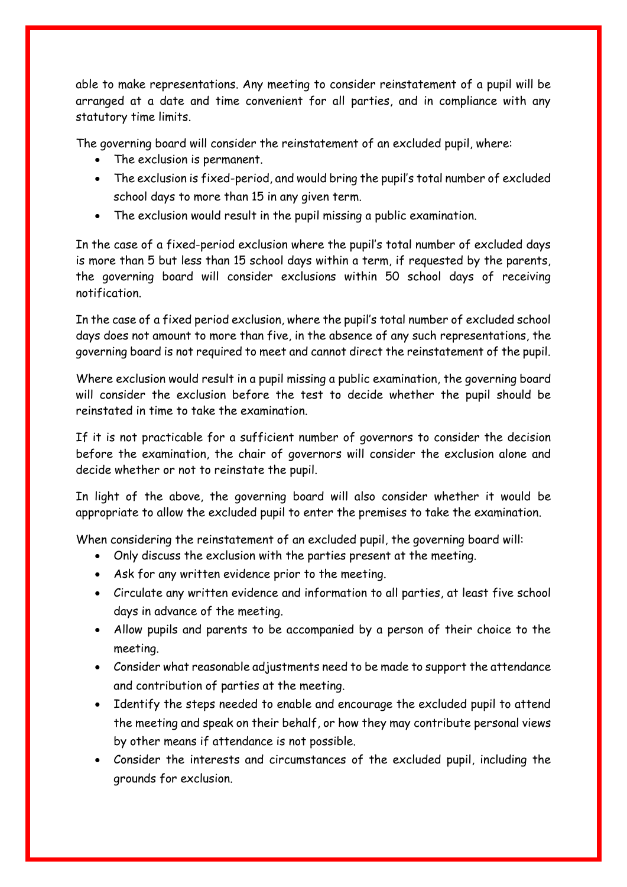able to make representations. Any meeting to consider reinstatement of a pupil will be arranged at a date and time convenient for all parties, and in compliance with any statutory time limits.

The governing board will consider the reinstatement of an excluded pupil, where:

- The exclusion is permanent.
- The exclusion is fixed-period, and would bring the pupil's total number of excluded school days to more than 15 in any given term.
- The exclusion would result in the pupil missing a public examination.

In the case of a fixed-period exclusion where the pupil's total number of excluded days is more than 5 but less than 15 school days within a term, if requested by the parents, the governing board will consider exclusions within 50 school days of receiving notification.

In the case of a fixed period exclusion, where the pupil's total number of excluded school days does not amount to more than five, in the absence of any such representations, the governing board is not required to meet and cannot direct the reinstatement of the pupil.

Where exclusion would result in a pupil missing a public examination, the governing board will consider the exclusion before the test to decide whether the pupil should be reinstated in time to take the examination.

If it is not practicable for a sufficient number of governors to consider the decision before the examination, the chair of governors will consider the exclusion alone and decide whether or not to reinstate the pupil.

In light of the above, the governing board will also consider whether it would be appropriate to allow the excluded pupil to enter the premises to take the examination.

When considering the reinstatement of an excluded pupil, the governing board will:

- Only discuss the exclusion with the parties present at the meeting.
- Ask for any written evidence prior to the meeting.
- Circulate any written evidence and information to all parties, at least five school days in advance of the meeting.
- Allow pupils and parents to be accompanied by a person of their choice to the meeting.
- Consider what reasonable adjustments need to be made to support the attendance and contribution of parties at the meeting.
- Identify the steps needed to enable and encourage the excluded pupil to attend the meeting and speak on their behalf, or how they may contribute personal views by other means if attendance is not possible.
- Consider the interests and circumstances of the excluded pupil, including the grounds for exclusion.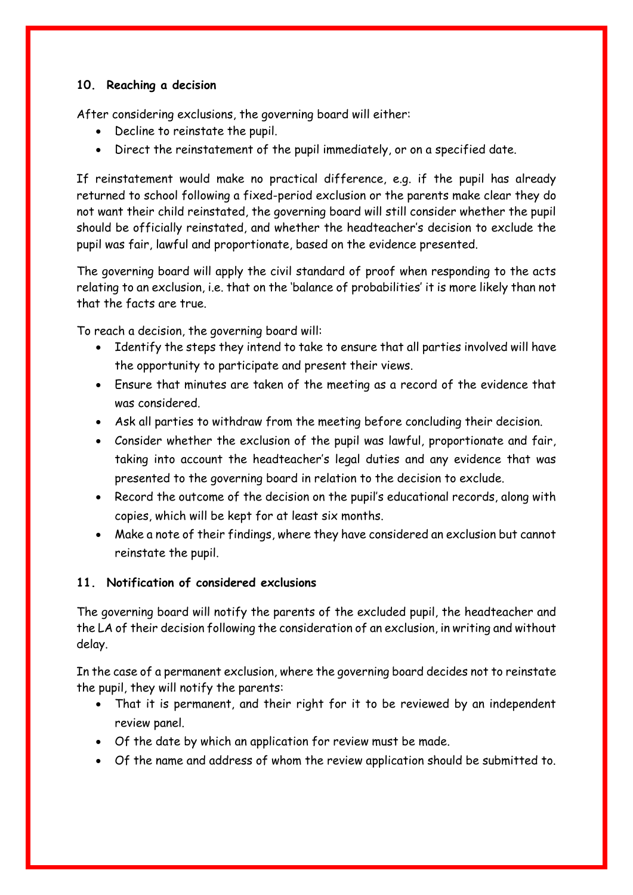## 10. Reaching a decision

After considering exclusions, the governing board will either:

- Decline to reinstate the pupil.
- Direct the reinstatement of the pupil immediately, or on a specified date.

If reinstatement would make no practical difference, e.g. if the pupil has already returned to school following a fixed-period exclusion or the parents make clear they do not want their child reinstated, the governing board will still consider whether the pupil should be officially reinstated, and whether the headteacher's decision to exclude the pupil was fair, lawful and proportionate, based on the evidence presented.

The governing board will apply the civil standard of proof when responding to the acts relating to an exclusion, i.e. that on the 'balance of probabilities' it is more likely than not that the facts are true.

To reach a decision, the governing board will:

- Identify the steps they intend to take to ensure that all parties involved will have the opportunity to participate and present their views.
- Ensure that minutes are taken of the meeting as a record of the evidence that was considered.
- Ask all parties to withdraw from the meeting before concluding their decision.
- Consider whether the exclusion of the pupil was lawful, proportionate and fair, taking into account the headteacher's legal duties and any evidence that was presented to the governing board in relation to the decision to exclude.
- Record the outcome of the decision on the pupil's educational records, along with copies, which will be kept for at least six months.
- Make a note of their findings, where they have considered an exclusion but cannot reinstate the pupil.

## 11. Notification of considered exclusions

The governing board will notify the parents of the excluded pupil, the headteacher and the LA of their decision following the consideration of an exclusion, in writing and without delay.

In the case of a permanent exclusion, where the governing board decides not to reinstate the pupil, they will notify the parents:

- That it is permanent, and their right for it to be reviewed by an independent review panel.
- Of the date by which an application for review must be made.
- Of the name and address of whom the review application should be submitted to.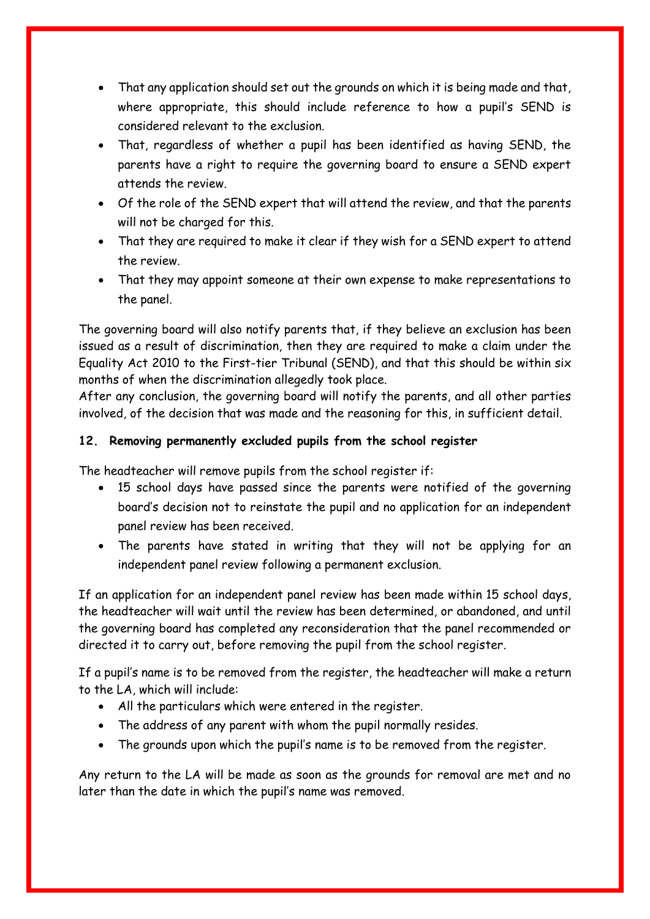- That any application should set out the grounds on which it is being made and that, where appropriate, this should include reference to how a pupil's SEND is considered relevant to the exclusion.
- That, regardless of whether a pupil has been identified as having SEND, the parents have a right to require the governing board to ensure a SEND expert attends the review.
- Of the role of the SEND expert that will attend the review, and that the parents will not be charged for this.
- That they are required to make it clear if they wish for a SEND expert to attend the review.
- That they may appoint someone at their own expense to make representations to the panel.

The governing board will also notify parents that, if they believe an exclusion has been issued as a result of discrimination, then they are required to make a claim under the Equality Act 2010 to the First-tier Tribunal (SEND), and that this should be within six months of when the discrimination allegedly took place.
After any conclusion, the governing board will notify the parents, and all other parties involved, of the decision that was made and the reasoning for this, in sufficient detail.

## 12. Removing permanently excluded pupils from the school register

The headteacher will remove pupils from the school register if:

- 15 school days have passed since the parents were notified of the governing board's decision not to reinstate the pupil and no application for an independent panel review has been received.
- The parents have stated in writing that they will not be applying for an independent panel review following a permanent exclusion.

If an application for an independent panel review has been made within 15 school days, the headteacher will wait until the review has been determined, or abandoned, and until the governing board has completed any reconsideration that the panel recommended or directed it to carry out, before removing the pupil from the school register.

If a pupil's name is to be removed from the register, the headteacher will make a return to the LA, which will include:

- All the particulars which were entered in the register.
- The address of any parent with whom the pupil normally resides.
- The grounds upon which the pupil's name is to be removed from the register.

Any return to the LA will be made as soon as the grounds for removal are met and no later than the date in which the pupil's name was removed.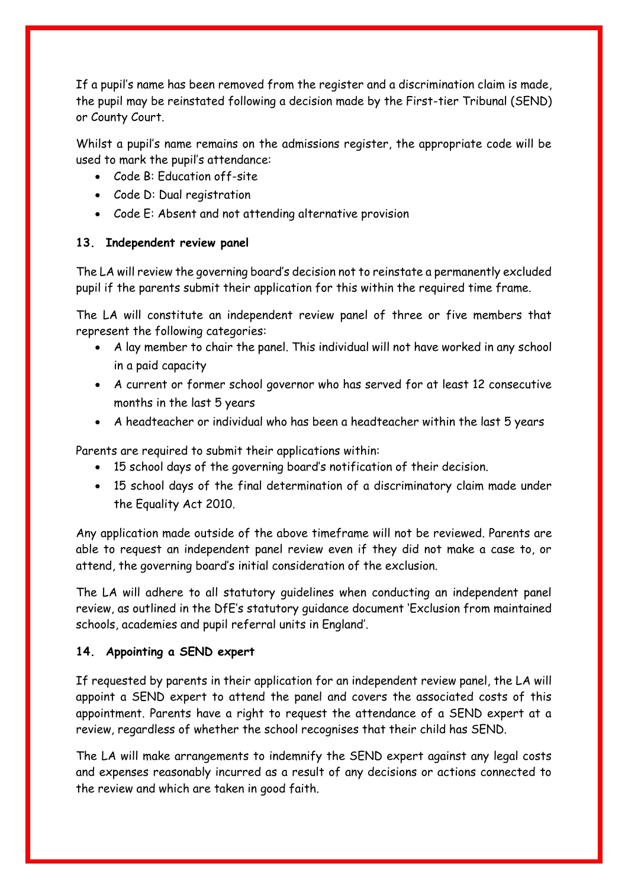If a pupil's name has been removed from the register and a discrimination claim is made, the pupil may be reinstated following a decision made by the First-tier Tribunal (SEND) or County Court.

Whilst a pupil's name remains on the admissions register, the appropriate code will be used to mark the pupil's attendance:

- Code B: Education off-site
- Code D: Dual registration
- Code E: Absent and not attending alternative provision

### 13. Independent review panel

The LA will review the governing board's decision not to reinstate a permanently excluded pupil if the parents submit their application for this within the required time frame.

The LA will constitute an independent review panel of three or five members that represent the following categories:

- A lay member to chair the panel. This individual will not have worked in any school in a paid capacity
- A current or former school governor who has served for at least 12 consecutive months in the last 5 years
- A headteacher or individual who has been a headteacher within the last 5 years

Parents are required to submit their applications within:

- 15 school days of the governing board's notification of their decision.
- 15 school days of the final determination of a discriminatory claim made under the Equality Act 2010.

Any application made outside of the above timeframe will not be reviewed. Parents are able to request an independent panel review even if they did not make a case to, or attend, the governing board's initial consideration of the exclusion.

The LA will adhere to all statutory guidelines when conducting an independent panel review, as outlined in the DfE's statutory guidance document 'Exclusion from maintained schools, academies and pupil referral units in England'.

### 14. Appointing a SEND expert

If requested by parents in their application for an independent review panel, the LA will appoint a SEND expert to attend the panel and covers the associated costs of this appointment. Parents have a right to request the attendance of a SEND expert at a review, regardless of whether the school recognises that their child has SEND.

The LA will make arrangements to indemnify the SEND expert against any legal costs and expenses reasonably incurred as a result of any decisions or actions connected to the review and which are taken in good faith.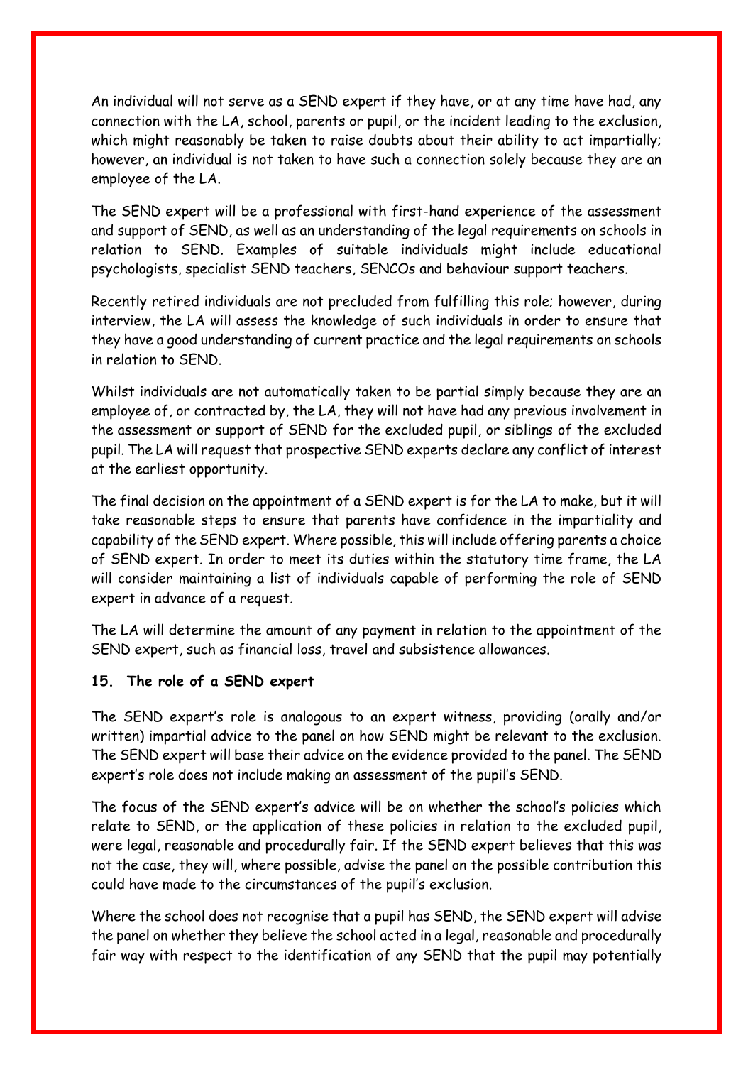An individual will not serve as a SEND expert if they have, or at any time have had, any connection with the LA, school, parents or pupil, or the incident leading to the exclusion, which might reasonably be taken to raise doubts about their ability to act impartially; however, an individual is not taken to have such a connection solely because they are an employee of the LA.

The SEND expert will be a professional with first-hand experience of the assessment and support of SEND, as well as an understanding of the legal requirements on schools in relation to SEND. Examples of suitable individuals might include educational psychologists, specialist SEND teachers, SENCOs and behaviour support teachers.

Recently retired individuals are not precluded from fulfilling this role; however, during interview, the LA will assess the knowledge of such individuals in order to ensure that they have a good understanding of current practice and the legal requirements on schools in relation to SEND.

Whilst individuals are not automatically taken to be partial simply because they are an employee of, or contracted by, the LA, they will not have had any previous involvement in the assessment or support of SEND for the excluded pupil, or siblings of the excluded pupil. The LA will request that prospective SEND experts declare any conflict of interest at the earliest opportunity.

The final decision on the appointment of a SEND expert is for the LA to make, but it will take reasonable steps to ensure that parents have confidence in the impartiality and capability of the SEND expert. Where possible, this will include offering parents a choice of SEND expert. In order to meet its duties within the statutory time frame, the LA will consider maintaining a list of individuals capable of performing the role of SEND expert in advance of a request.

The LA will determine the amount of any payment in relation to the appointment of the SEND expert, such as financial loss, travel and subsistence allowances.

## 15. The role of a SEND expert

The SEND expert's role is analogous to an expert witness, providing (orally and/or written) impartial advice to the panel on how SEND might be relevant to the exclusion. The SEND expert will base their advice on the evidence provided to the panel. The SEND expert's role does not include making an assessment of the pupil's SEND.

The focus of the SEND expert's advice will be on whether the school's policies which relate to SEND, or the application of these policies in relation to the excluded pupil, were legal, reasonable and procedurally fair. If the SEND expert believes that this was not the case, they will, where possible, advise the panel on the possible contribution this could have made to the circumstances of the pupil's exclusion.

Where the school does not recognise that a pupil has SEND, the SEND expert will advise the panel on whether they believe the school acted in a legal, reasonable and procedurally fair way with respect to the identification of any SEND that the pupil may potentially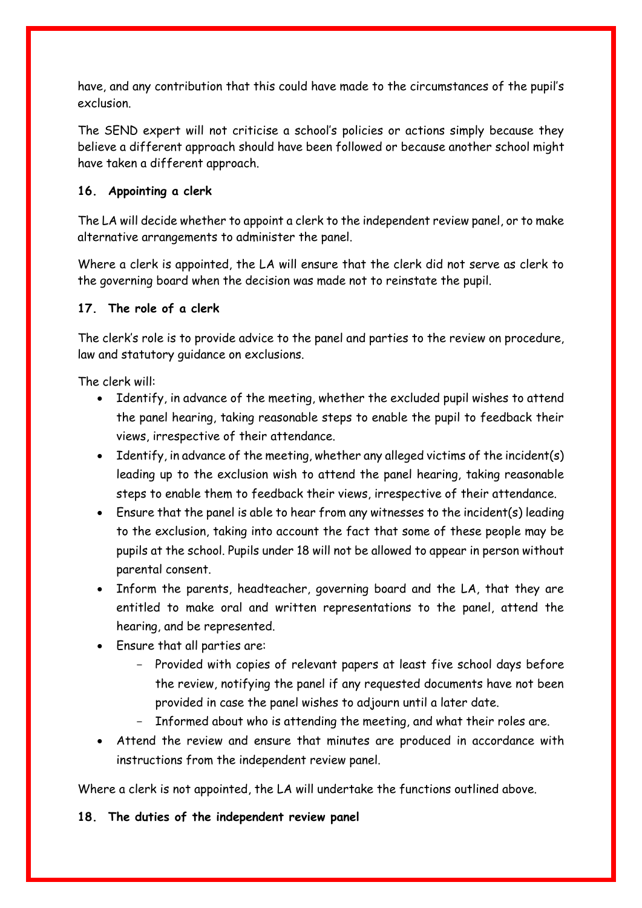have, and any contribution that this could have made to the circumstances of the pupil's exclusion.

The SEND expert will not criticise a school's policies or actions simply because they believe a different approach should have been followed or because another school might have taken a different approach.

### 16. Appointing a clerk

The LA will decide whether to appoint a clerk to the independent review panel, or to make alternative arrangements to administer the panel.

Where a clerk is appointed, the LA will ensure that the clerk did not serve as clerk to the governing board when the decision was made not to reinstate the pupil.

### 17. The role of a clerk

The clerk's role is to provide advice to the panel and parties to the review on procedure, law and statutory guidance on exclusions.

The clerk will:

- Identify, in advance of the meeting, whether the excluded pupil wishes to attend the panel hearing, taking reasonable steps to enable the pupil to feedback their views, irrespective of their attendance.
- Identify, in advance of the meeting, whether any alleged victims of the incident(s) leading up to the exclusion wish to attend the panel hearing, taking reasonable steps to enable them to feedback their views, irrespective of their attendance.
- Ensure that the panel is able to hear from any witnesses to the incident(s) leading to the exclusion, taking into account the fact that some of these people may be pupils at the school. Pupils under 18 will not be allowed to appear in person without parental consent.
- Inform the parents, headteacher, governing board and the LA, that they are entitled to make oral and written representations to the panel, attend the hearing, and be represented.
- Ensure that all parties are:
  - Provided with copies of relevant papers at least five school days before the review, notifying the panel if any requested documents have not been provided in case the panel wishes to adjourn until a later date.
  - Informed about who is attending the meeting, and what their roles are.
- Attend the review and ensure that minutes are produced in accordance with instructions from the independent review panel.

Where a clerk is not appointed, the LA will undertake the functions outlined above.

### 18. The duties of the independent review panel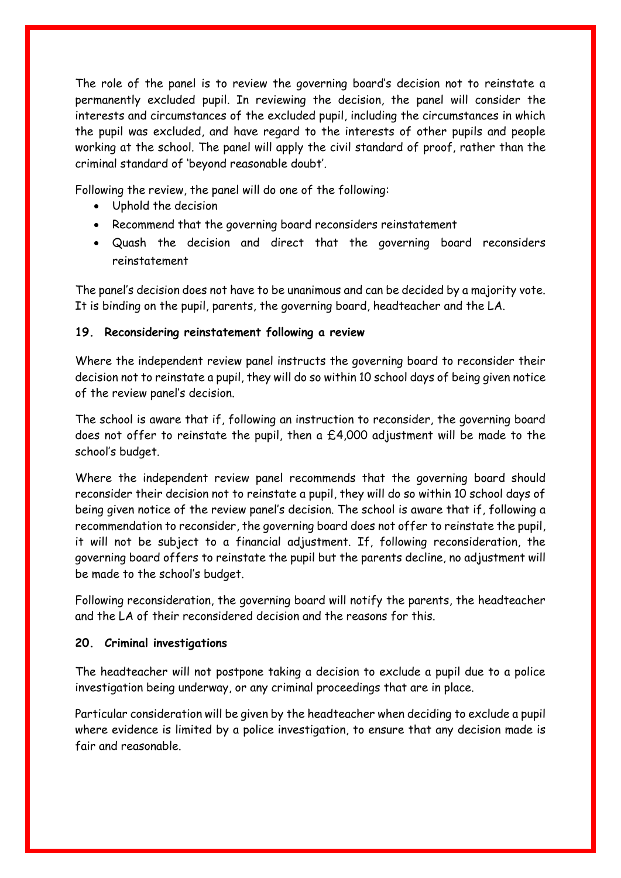The role of the panel is to review the governing board's decision not to reinstate a permanently excluded pupil. In reviewing the decision, the panel will consider the interests and circumstances of the excluded pupil, including the circumstances in which the pupil was excluded, and have regard to the interests of other pupils and people working at the school. The panel will apply the civil standard of proof, rather than the criminal standard of 'beyond reasonable doubt'.

Following the review, the panel will do one of the following:

- Uphold the decision
- Recommend that the governing board reconsiders reinstatement
- Quash the decision and direct that the governing board reconsiders reinstatement

The panel's decision does not have to be unanimous and can be decided by a majority vote. It is binding on the pupil, parents, the governing board, headteacher and the LA.

### 19. Reconsidering reinstatement following a review

Where the independent review panel instructs the governing board to reconsider their decision not to reinstate a pupil, they will do so within 10 school days of being given notice of the review panel's decision.

The school is aware that if, following an instruction to reconsider, the governing board does not offer to reinstate the pupil, then a £4,000 adjustment will be made to the school's budget.

Where the independent review panel recommends that the governing board should reconsider their decision not to reinstate a pupil, they will do so within 10 school days of being given notice of the review panel's decision. The school is aware that if, following a recommendation to reconsider, the governing board does not offer to reinstate the pupil, it will not be subject to a financial adjustment. If, following reconsideration, the governing board offers to reinstate the pupil but the parents decline, no adjustment will be made to the school's budget.

Following reconsideration, the governing board will notify the parents, the headteacher and the LA of their reconsidered decision and the reasons for this.

### 20. Criminal investigations

The headteacher will not postpone taking a decision to exclude a pupil due to a police investigation being underway, or any criminal proceedings that are in place.

Particular consideration will be given by the headteacher when deciding to exclude a pupil where evidence is limited by a police investigation, to ensure that any decision made is fair and reasonable.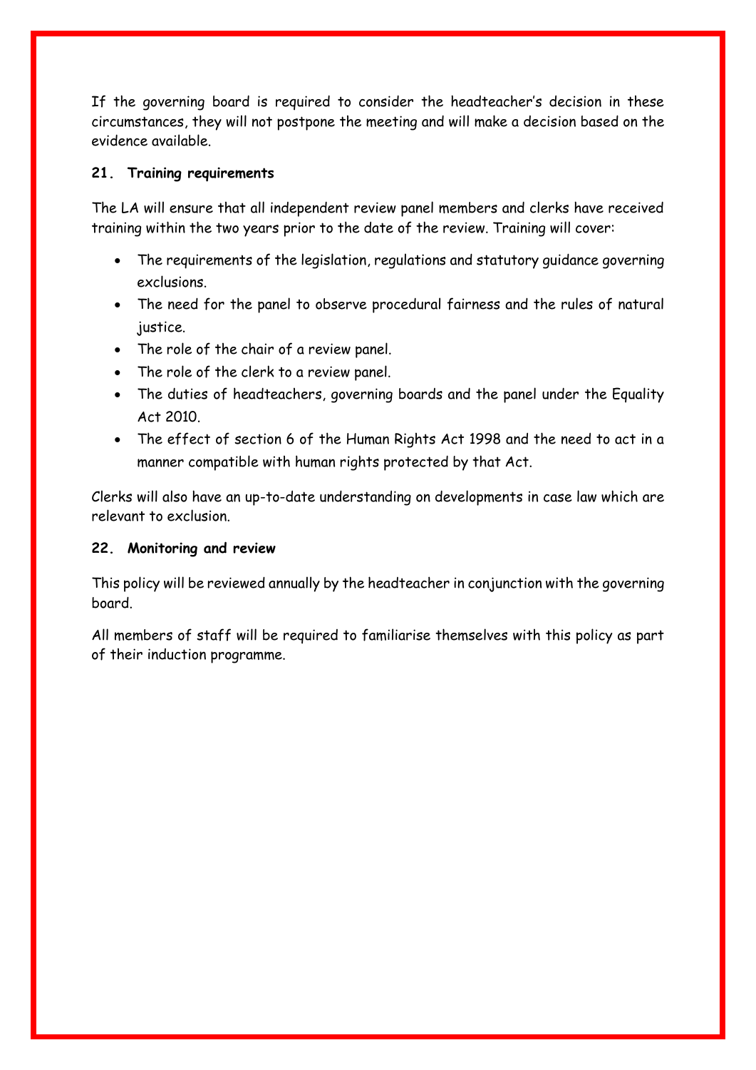If the governing board is required to consider the headteacher's decision in these circumstances, they will not postpone the meeting and will make a decision based on the evidence available.

## 21. Training requirements

The LA will ensure that all independent review panel members and clerks have received training within the two years prior to the date of the review. Training will cover:

- The requirements of the legislation, regulations and statutory guidance governing exclusions.
- The need for the panel to observe procedural fairness and the rules of natural justice.
- The role of the chair of a review panel.
- The role of the clerk to a review panel.
- The duties of headteachers, governing boards and the panel under the Equality Act 2010.
- The effect of section 6 of the Human Rights Act 1998 and the need to act in a manner compatible with human rights protected by that Act.

Clerks will also have an up-to-date understanding on developments in case law which are relevant to exclusion.

## 22. Monitoring and review

This policy will be reviewed annually by the headteacher in conjunction with the governing board.

All members of staff will be required to familiarise themselves with this policy as part of their induction programme.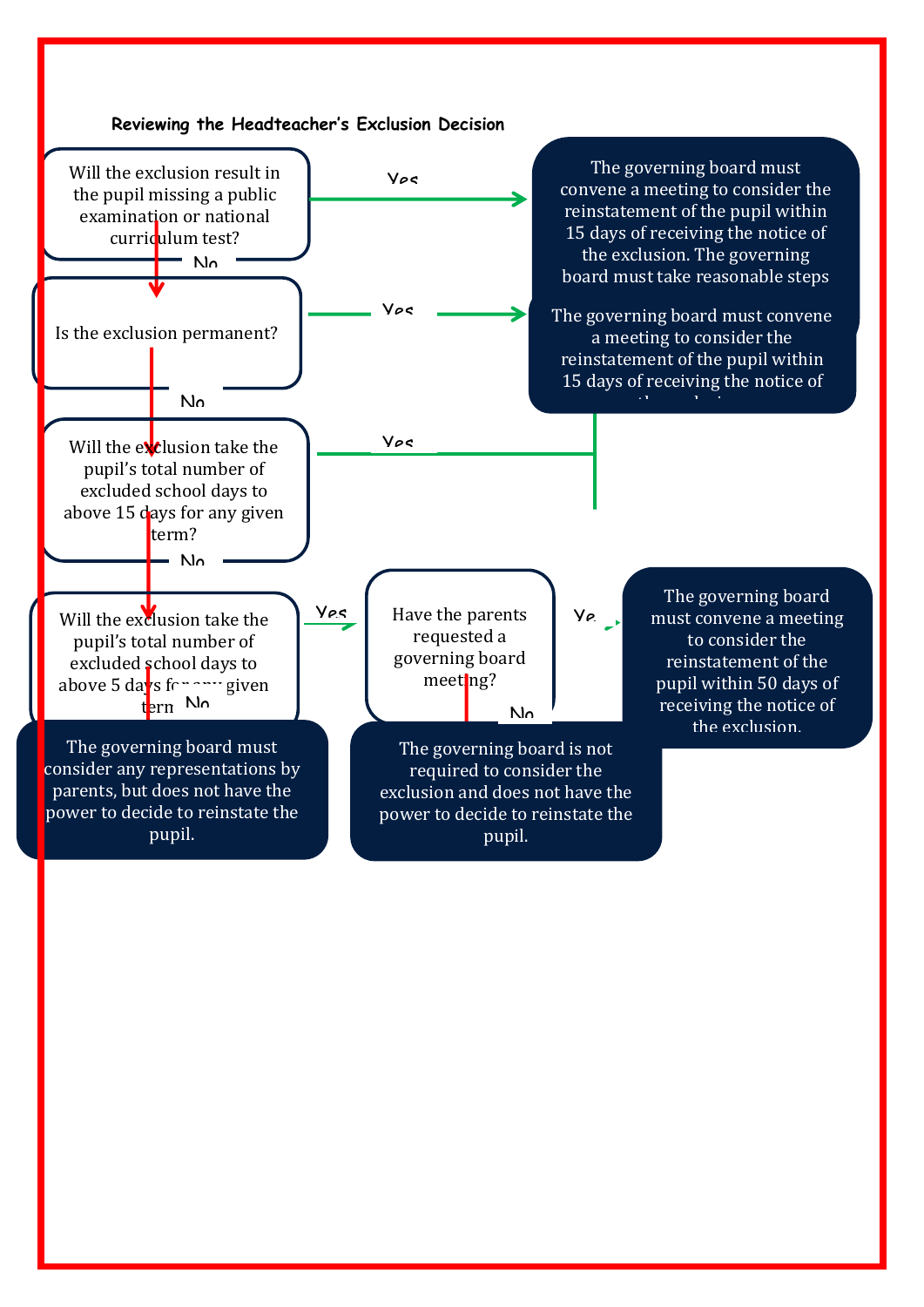**Reviewing the Headteacher's Exclusion Decision**

Will the exclusion result in the pupil missing a public examination or national curriculum test?

Yes

The governing board must convene a meeting to consider the reinstatement of the pupil within 15 days of receiving the notice of the exclusion. The governing board must take reasonable steps

No

Is the exclusion permanent?

Yes

The governing board must convene a meeting to consider the reinstatement of the pupil within 15 days of receiving the notice of

No

Will the exclusion take the pupil's total number of excluded school days to above 15 days for any given term?

Yes

No

Will the exclusion take the pupil's total number of excluded school days to above 5 days for any given term

Yes

Have the parents requested a governing board meeting?

Yes

The governing board must convene a meeting to consider the reinstatement of the pupil within 50 days of receiving the notice of the exclusion.

No

The governing board is not required to consider the exclusion and does not have the power to decide to reinstate the pupil.

No

The governing board must consider any representations by parents, but does not have the power to decide to reinstate the pupil.